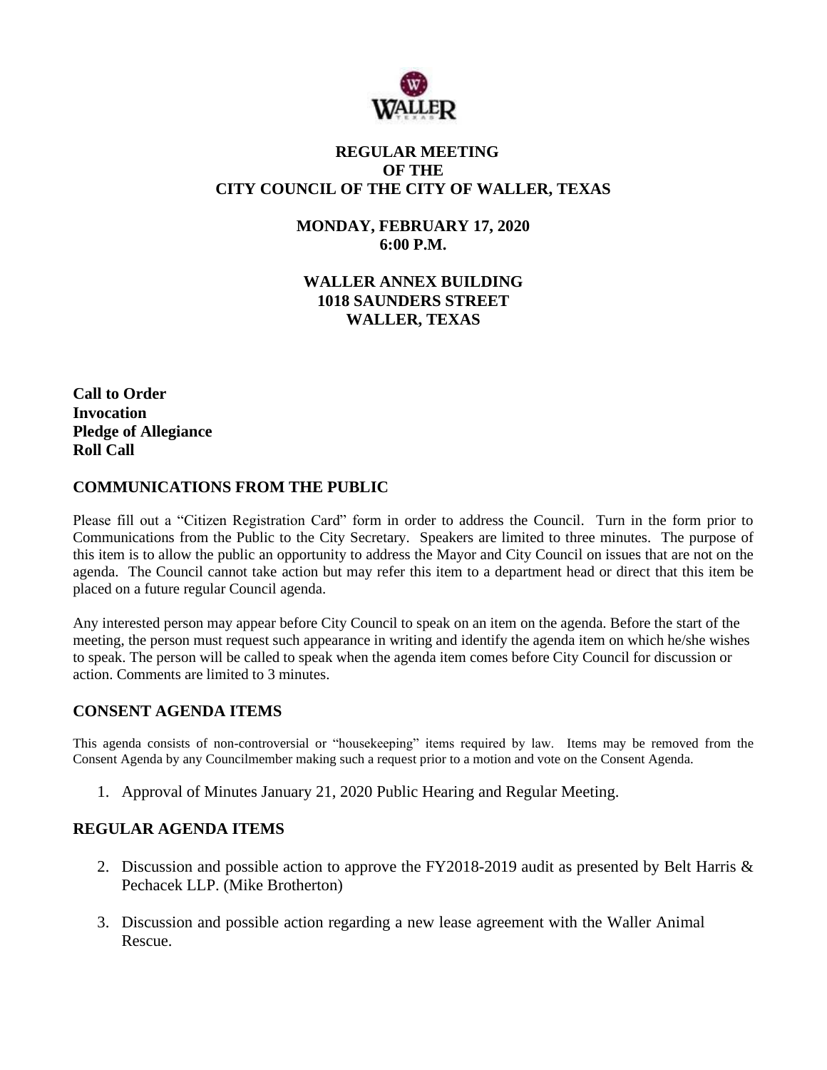# REGULAR MEETING OF THE CITY COUNCIL OF THE CITY OF WALLER, TEXAS

## MONDAY, FEBRUARY 17, 2020 6:00 P.M.

## WALLER ANNEX BUILDING 1018 SAUNDERS STREET WALLER, TEXAS

**Call to Order**
**Invocation**
**Pledge of Allegiance**
**Roll Call**

## COMMUNICATIONS FROM THE PUBLIC

Please fill out a "Citizen Registration Card" form in order to address the Council. Turn in the form prior to Communications from the Public to the City Secretary. Speakers are limited to three minutes. The purpose of this item is to allow the public an opportunity to address the Mayor and City Council on issues that are not on the agenda. The Council cannot take action but may refer this item to a department head or direct that this item be placed on a future regular Council agenda.

Any interested person may appear before City Council to speak on an item on the agenda. Before the start of the meeting, the person must request such appearance in writing and identify the agenda item on which he/she wishes to speak. The person will be called to speak when the agenda item comes before City Council for discussion or action. Comments are limited to 3 minutes.

## CONSENT AGENDA ITEMS

This agenda consists of non-controversial or "housekeeping" items required by law. Items may be removed from the Consent Agenda by any Councilmember making such a request prior to a motion and vote on the Consent Agenda.

1. Approval of Minutes January 21, 2020 Public Hearing and Regular Meeting.

## REGULAR AGENDA ITEMS

2. Discussion and possible action to approve the FY2018-2019 audit as presented by Belt Harris & Pechacek LLP. (Mike Brotherton)
3. Discussion and possible action regarding a new lease agreement with the Waller Animal Rescue.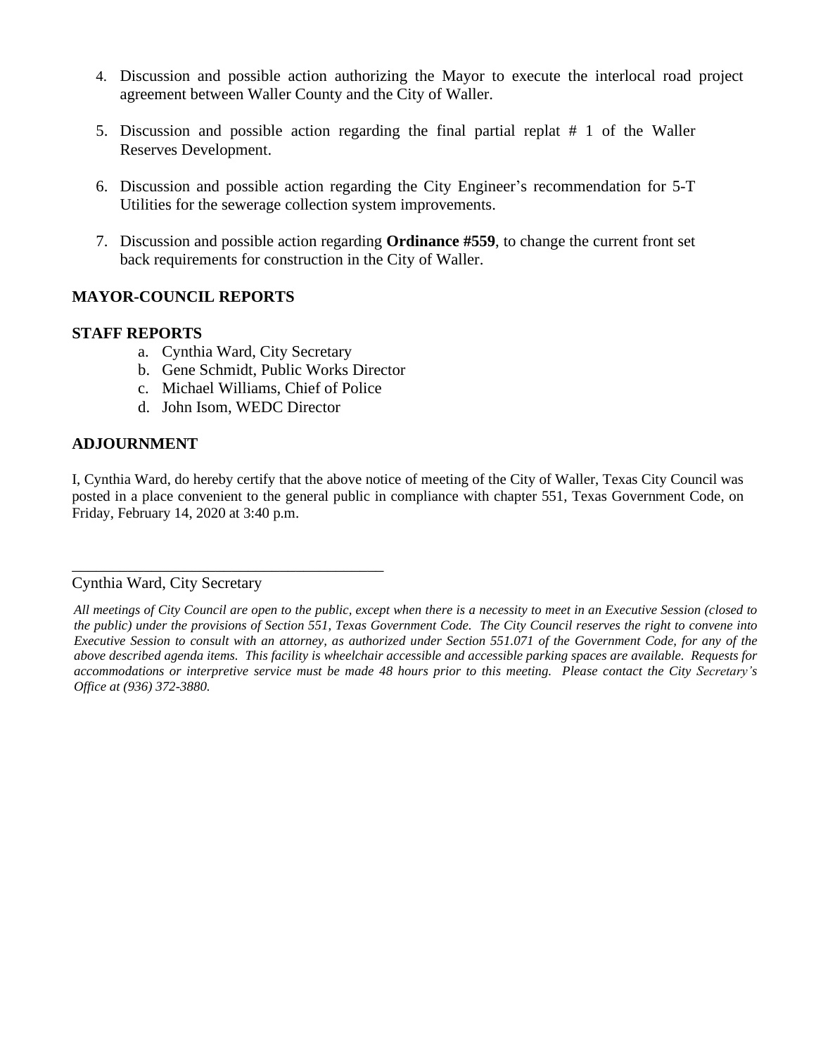4. Discussion and possible action authorizing the Mayor to execute the interlocal road project agreement between Waller County and the City of Waller.

5. Discussion and possible action regarding the final partial replat # 1 of the Waller Reserves Development.

6. Discussion and possible action regarding the City Engineer's recommendation for 5-T Utilities for the sewerage collection system improvements.

7. Discussion and possible action regarding **Ordinance #559**, to change the current front set back requirements for construction in the City of Waller.

**MAYOR-COUNCIL REPORTS**

**STAFF REPORTS**

a. Cynthia Ward, City Secretary
b. Gene Schmidt, Public Works Director
c. Michael Williams, Chief of Police
d. John Isom, WEDC Director

**ADJOURNMENT**

I, Cynthia Ward, do hereby certify that the above notice of meeting of the City of Waller, Texas City Council was posted in a place convenient to the general public in compliance with chapter 551, Texas Government Code, on Friday, February 14, 2020 at 3:40 p.m.

\_\_\_\_\_\_\_\_\_\_\_\_\_\_\_\_\_\_\_\_\_\_\_\_\_\_\_\_\_\_\_\_\_\_\_\_\_\_\_\_

Cynthia Ward, City Secretary

*All meetings of City Council are open to the public, except when there is a necessity to meet in an Executive Session (closed to the public) under the provisions of Section 551, Texas Government Code. The City Council reserves the right to convene into Executive Session to consult with an attorney, as authorized under Section 551.071 of the Government Code, for any of the above described agenda items. This facility is wheelchair accessible and accessible parking spaces are available. Requests for accommodations or interpretive service must be made 48 hours prior to this meeting. Please contact the City Secretary's Office at (936) 372-3880.*